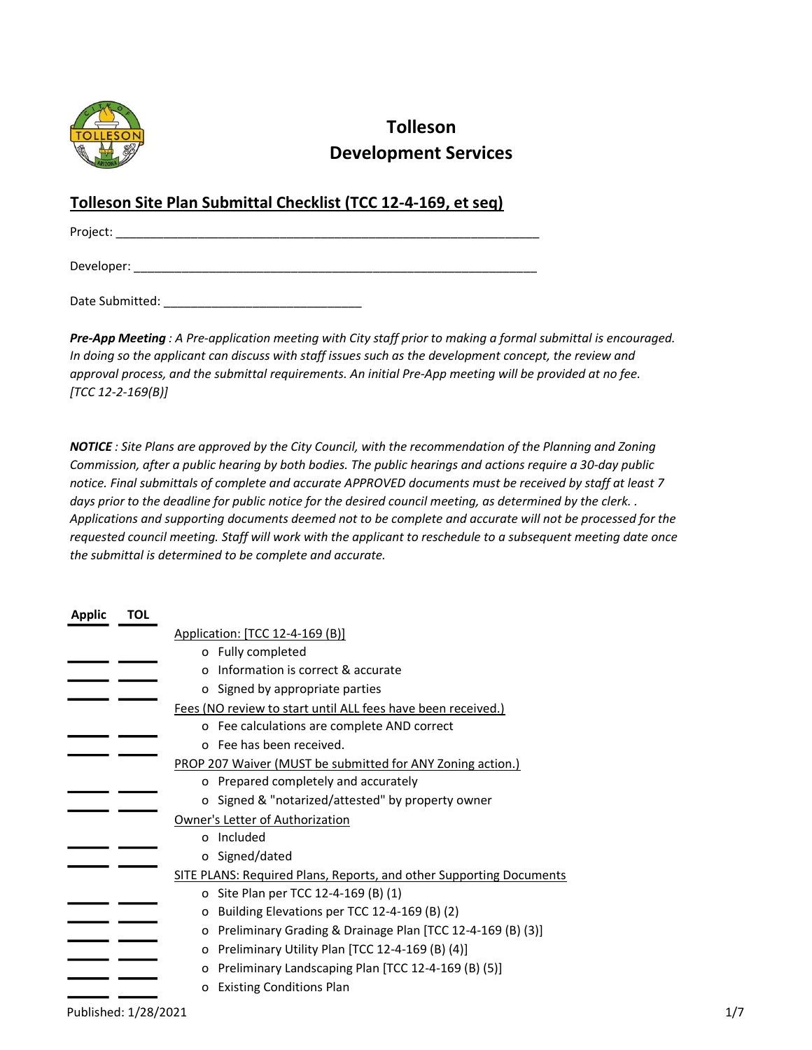# Tolleson
# Development Services

## Tolleson Site Plan Submittal Checklist (TCC 12-4-169, et seq)

Project: ____________________________________________________________

Developer: ___________________________________________________________

Date Submitted: ____________________________

***Pre-App Meeting** : A Pre-application meeting with City staff prior to making a formal submittal is encouraged. In doing so the applicant can discuss with staff issues such as the development concept, the review and approval process, and the submittal requirements. An initial Pre-App meeting will be provided at no fee. [TCC 12-2-169(B)]*

***NOTICE** : Site Plans are approved by the City Council, with the recommendation of the Planning and Zoning Commission, after a public hearing by both bodies. The public hearings and actions require a 30-day public notice. Final submittals of complete and accurate APPROVED documents must be received by staff at least 7 days prior to the deadline for public notice for the desired council meeting, as determined by the clerk. . Applications and supporting documents deemed not to be complete and accurate will not be processed for the requested council meeting. Staff will work with the applicant to reschedule to a subsequent meeting date once the submittal is determined to be complete and accurate.*

| Applic | TOL | |
|---|---|---|
| | | Application: [TCC 12-4-169 (B)] |
| _____ | _____ | o Fully completed |
| _____ | _____ | o Information is correct & accurate |
| _____ | _____ | o Signed by appropriate parties |
| | | Fees (NO review to start until ALL fees have been received.) |
| _____ | _____ | o Fee calculations are complete AND correct |
| _____ | _____ | o Fee has been received. |
| | | PROP 207 Waiver (MUST be submitted for ANY Zoning action.) |
| _____ | _____ | o Prepared completely and accurately |
| _____ | _____ | o Signed & "notarized/attested" by property owner |
| | | Owner's Letter of Authorization |
| _____ | _____ | o Included |
| _____ | _____ | o Signed/dated |
| | | SITE PLANS: Required Plans, Reports, and other Supporting Documents |
| _____ | _____ | o Site Plan per TCC 12-4-169 (B) (1) |
| _____ | _____ | o Building Elevations per TCC 12-4-169 (B) (2) |
| _____ | _____ | o Preliminary Grading & Drainage Plan [TCC 12-4-169 (B) (3)] |
| _____ | _____ | o Preliminary Utility Plan [TCC 12-4-169 (B) (4)] |
| _____ | _____ | o Preliminary Landscaping Plan [TCC 12-4-169 (B) (5)] |
| _____ | _____ | o Existing Conditions Plan |

Published: 1/28/2021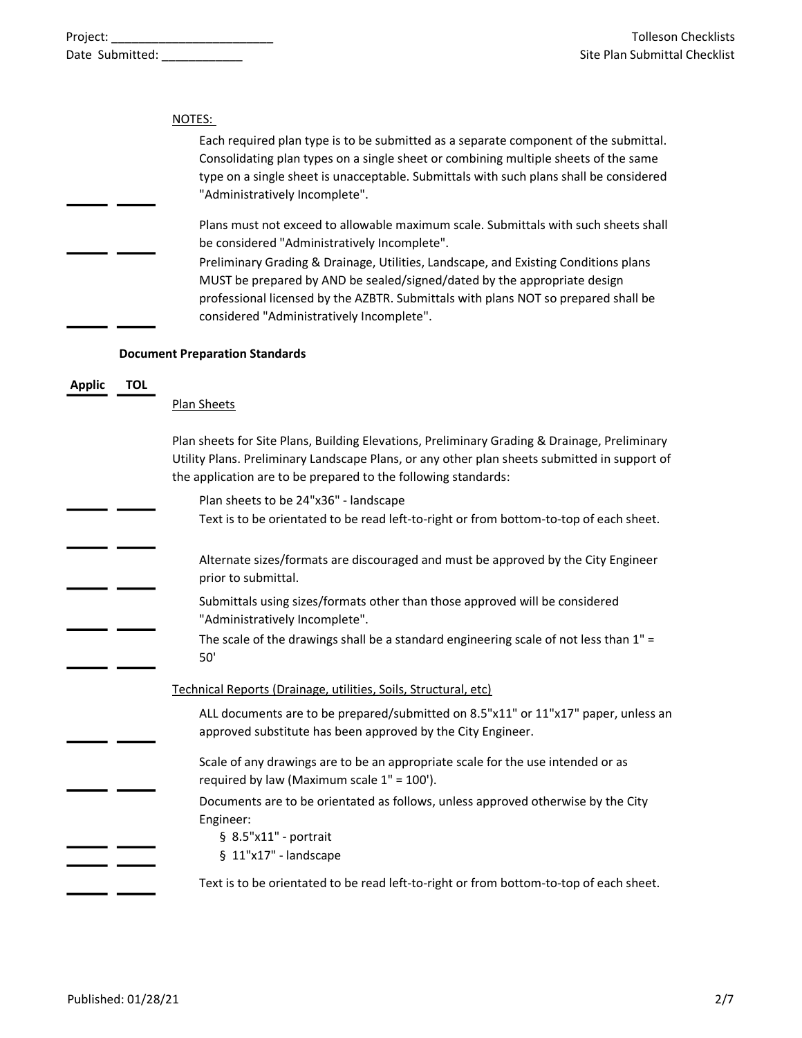Project: ________________________
Date Submitted: ____________

Tolleson Checklists
Site Plan Submittal Checklist

NOTES:

_____ _____ Each required plan type is to be submitted as a separate component of the submittal. Consolidating plan types on a single sheet or combining multiple sheets of the same type on a single sheet is unacceptable. Submittals with such plans shall be considered "Administratively Incomplete".

_____ _____ Plans must not exceed to allowable maximum scale. Submittals with such sheets shall be considered "Administratively Incomplete".

_____ _____ Preliminary Grading & Drainage, Utilities, Landscape, and Existing Conditions plans MUST be prepared by AND be sealed/signed/dated by the appropriate design professional licensed by the AZBTR. Submittals with plans NOT so prepared shall be considered "Administratively Incomplete".

**Document Preparation Standards**

| Applic | TOL | |
|---|---|---|
| | | Plan Sheets |
| | | Plan sheets for Site Plans, Building Elevations, Preliminary Grading & Drainage, Preliminary Utility Plans. Preliminary Landscape Plans, or any other plan sheets submitted in support of the application are to be prepared to the following standards: |
| _____ | _____ | Plan sheets to be 24"x36" - landscape |
| _____ | _____ | Text is to be orientated to be read left-to-right or from bottom-to-top of each sheet. |
| _____ | _____ | Alternate sizes/formats are discouraged and must be approved by the City Engineer prior to submittal. |
| _____ | _____ | Submittals using sizes/formats other than those approved will be considered "Administratively Incomplete". |
| _____ | _____ | The scale of the drawings shall be a standard engineering scale of not less than 1" = 50' |
| | | Technical Reports (Drainage, utilities, Soils, Structural, etc) |
| _____ | _____ | ALL documents are to be prepared/submitted on 8.5"x11" or 11"x17" paper, unless an approved substitute has been approved by the City Engineer. |
| _____ | _____ | Scale of any drawings are to be an appropriate scale for the use intended or as required by law (Maximum scale 1" = 100'). |
| | | Documents are to be orientated as follows, unless approved otherwise by the City Engineer: |
| _____ | _____ | § 8.5"x11" - portrait |
| _____ | _____ | § 11"x17" - landscape |
| _____ | _____ | Text is to be orientated to be read left-to-right or from bottom-to-top of each sheet. |

Published: 01/28/21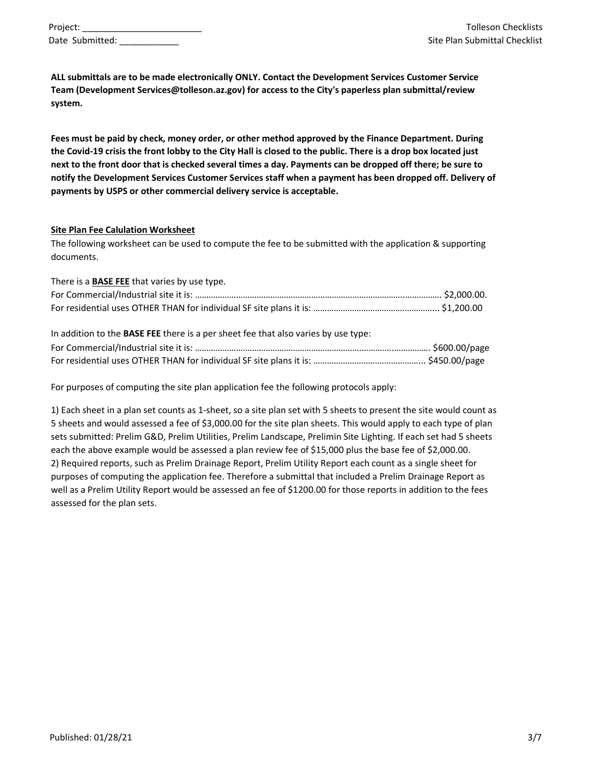Project: \_\_\_\_\_\_\_\_\_\_\_\_\_\_\_\_\_\_\_\_\_\_\_\_\_
Date Submitted: \_\_\_\_\_\_\_\_\_\_\_\_

Tolleson Checklists
Site Plan Submittal Checklist

**ALL submittals are to be made electronically ONLY. Contact the Development Services Customer Service Team (Development Services@tolleson.az.gov) for access to the City's paperless plan submittal/review system.**

**Fees must be paid by check, money order, or other method approved by the Finance Department. During the Covid-19 crisis the front lobby to the City Hall is closed to the public. There is a drop box located just next to the front door that is checked several times a day. Payments can be dropped off there; be sure to notify the Development Services Customer Services staff when a payment has been dropped off. Delivery of payments by USPS or other commercial delivery service is acceptable.**

**Site Plan Fee Calulation Worksheet**

The following worksheet can be used to compute the fee to be submitted with the application & supporting documents.

There is a **BASE FEE** that varies by use type.
For Commercial/Industrial site it is: ……………………………………………………………………………..……………. $2,000.00.
For residential uses OTHER THAN for individual SF site plans it is: ………………………………….…………... $1,200.00

In addition to the **BASE FEE** there is a per sheet fee that also varies by use type:
For Commercial/Industrial site it is: …………………………………………………………………………..……………. $600.00/page
For residential uses OTHER THAN for individual SF site plans it is: …………………………………………... $450.00/page

For purposes of computing the site plan application fee the following protocols apply:

1) Each sheet in a plan set counts as 1-sheet, so a site plan set with 5 sheets to present the site would count as 5 sheets and would assessed a fee of $3,000.00 for the site plan sheets. This would apply to each type of plan sets submitted: Prelim G&D, Prelim Utilities, Prelim Landscape, Prelimin Site Lighting. If each set had 5 sheets each the above example would be assessed a plan review fee of $15,000 plus the base fee of $2,000.00.
2) Required reports, such as Prelim Drainage Report, Prelim Utility Report each count as a single sheet for purposes of computing the application fee. Therefore a submittal that included a Prelim Drainage Report as well as a Prelim Utility Report would be assessed an fee of $1200.00 for those reports in addition to the fees assessed for the plan sets.

Published: 01/28/21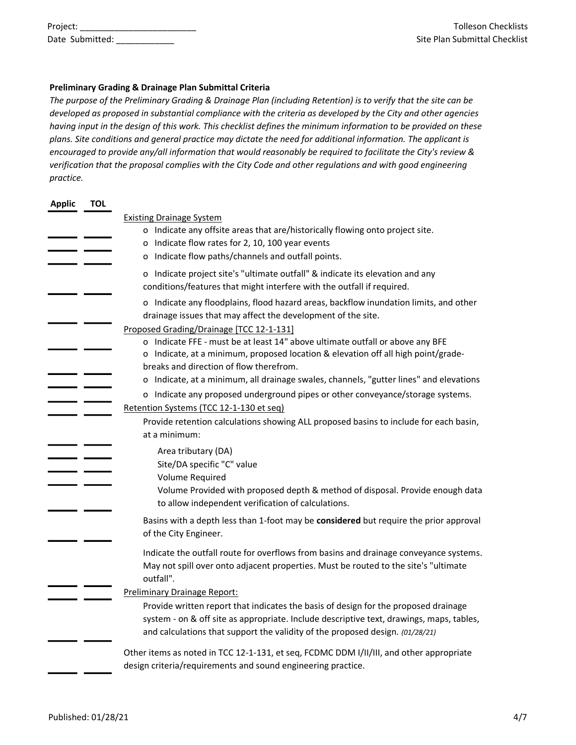**Preliminary Grading & Drainage Plan Submittal Criteria**

*The purpose of the Preliminary Grading & Drainage Plan (including Retention) is to verify that the site can be developed as proposed in substantial compliance with the criteria as developed by the City and other agencies having input in the design of this work. This checklist defines the minimum information to be provided on these plans. Site conditions and general practice may dictate the need for additional information. The applicant is encouraged to provide any/all information that would reasonably be required to facilitate the City's review & verification that the proposal complies with the City Code and other regulations and with good engineering practice.*

| Applic | TOL | |
|---|---|---|
| | | Existing Drainage System |
| ____ | ____ | o Indicate any offsite areas that are/historically flowing onto project site. |
| ____ | ____ | o Indicate flow rates for 2, 10, 100 year events |
| ____ | ____ | o Indicate flow paths/channels and outfall points. |
| ____ | ____ | o Indicate project site's "ultimate outfall" & indicate its elevation and any conditions/features that might interfere with the outfall if required. |
| ____ | ____ | o Indicate any floodplains, flood hazard areas, backflow inundation limits, and other drainage issues that may affect the development of the site. |
| | | Proposed Grading/Drainage [TCC 12-1-131] |
| ____ | ____ | o Indicate FFE - must be at least 14" above ultimate outfall or above any BFE |
| ____ | ____ | o Indicate, at a minimum, proposed location & elevation off all high point/grade-breaks and direction of flow therefrom. |
| ____ | ____ | o Indicate, at a minimum, all drainage swales, channels, "gutter lines" and elevations |
| ____ | ____ | o Indicate any proposed underground pipes or other conveyance/storage systems. |
| | | Retention Systems (TCC 12-1-130 et seq) |
| | | Provide retention calculations showing ALL proposed basins to include for each basin, at a minimum: |
| ____ | ____ | Area tributary (DA) |
| ____ | ____ | Site/DA specific "C" value |
| ____ | ____ | Volume Required |
| ____ | ____ | Volume Provided with proposed depth & method of disposal. Provide enough data to allow independent verification of calculations. |
| ____ | ____ | Basins with a depth less than 1-foot may be **considered** but require the prior approval of the City Engineer. |
| ____ | ____ | Indicate the outfall route for overflows from basins and drainage conveyance systems. May not spill over onto adjacent properties. Must be routed to the site's "ultimate outfall". |
| | | Preliminary Drainage Report: |
| ____ | ____ | Provide written report that indicates the basis of design for the proposed drainage system - on & off site as appropriate. Include descriptive text, drawings, maps, tables, and calculations that support the validity of the proposed design. *(01/28/21)* |
| ____ | ____ | Other items as noted in TCC 12-1-131, et seq, FCDMC DDM I/II/III, and other appropriate design criteria/requirements and sound engineering practice. |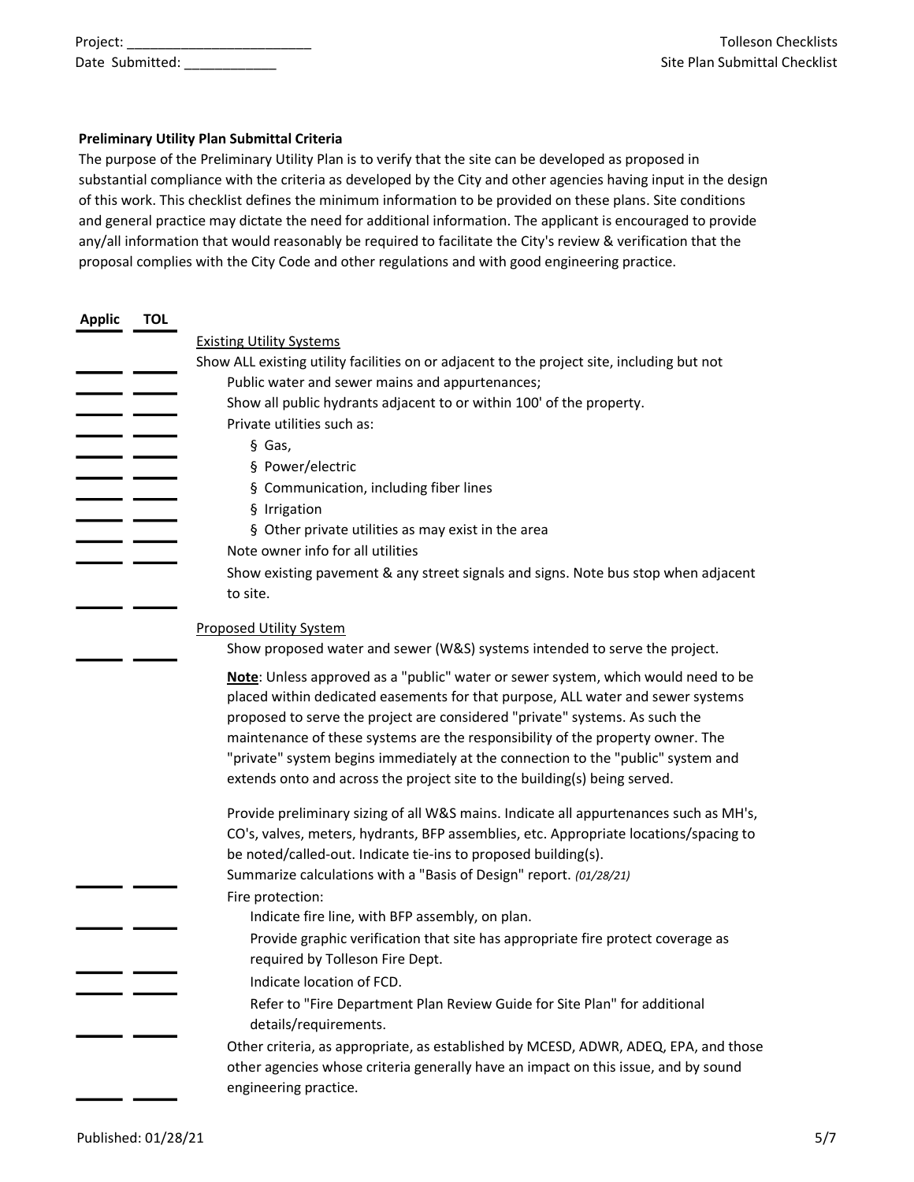**Preliminary Utility Plan Submittal Criteria**

The purpose of the Preliminary Utility Plan is to verify that the site can be developed as proposed in substantial compliance with the criteria as developed by the City and other agencies having input in the design of this work. This checklist defines the minimum information to be provided on these plans. Site conditions and general practice may dictate the need for additional information. The applicant is encouraged to provide any/all information that would reasonably be required to facilitate the City's review & verification that the proposal complies with the City Code and other regulations and with good engineering practice.

| Applic | TOL | |
|---|---|---|
| | | Existing Utility Systems |
| _____ | _____ | Show ALL existing utility facilities on or adjacent to the project site, including but not |
| _____ | _____ | Public water and sewer mains and appurtenances; |
| _____ | _____ | Show all public hydrants adjacent to or within 100' of the property. |
| _____ | _____ | Private utilities such as: |
| _____ | _____ | § Gas, |
| _____ | _____ | § Power/electric |
| _____ | _____ | § Communication, including fiber lines |
| _____ | _____ | § Irrigation |
| _____ | _____ | § Other private utilities as may exist in the area |
| _____ | _____ | Note owner info for all utilities |
| _____ | _____ | Show existing pavement & any street signals and signs. Note bus stop when adjacent to site. |
| | | Proposed Utility System |
| _____ | _____ | Show proposed water and sewer (W&S) systems intended to serve the project. |
| | | **Note**: Unless approved as a "public" water or sewer system, which would need to be placed within dedicated easements for that purpose, ALL water and sewer systems proposed to serve the project are considered "private" systems. As such the maintenance of these systems are the responsibility of the property owner. The "private" system begins immediately at the connection to the "public" system and extends onto and across the project site to the building(s) being served. |
| _____ | _____ | Provide preliminary sizing of all W&S mains. Indicate all appurtenances such as MH's, CO's, valves, meters, hydrants, BFP assemblies, etc. Appropriate locations/spacing to be noted/called-out. Indicate tie-ins to proposed building(s). Summarize calculations with a "Basis of Design" report. *(01/28/21)* |
| | | Fire protection: |
| _____ | _____ | Indicate fire line, with BFP assembly, on plan. |
| _____ | _____ | Provide graphic verification that site has appropriate fire protect coverage as required by Tolleson Fire Dept. |
| _____ | _____ | Indicate location of FCD. |
| _____ | _____ | Refer to "Fire Department Plan Review Guide for Site Plan" for additional details/requirements. |
| _____ | _____ | Other criteria, as appropriate, as established by MCESD, ADWR, ADEQ, EPA, and those other agencies whose criteria generally have an impact on this issue, and by sound engineering practice. |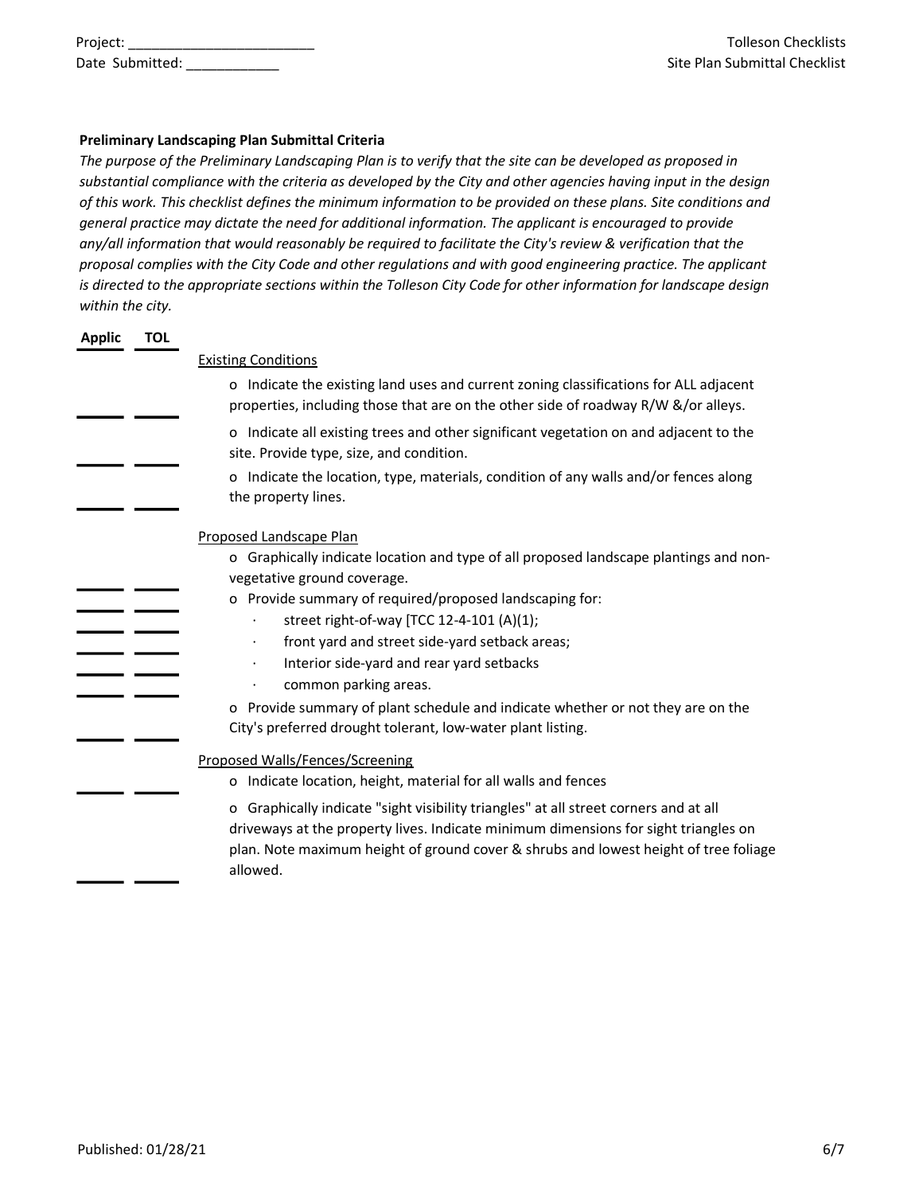Project: ________________________
Date Submitted: ____________

**Preliminary Landscaping Plan Submittal Criteria**

*The purpose of the Preliminary Landscaping Plan is to verify that the site can be developed as proposed in substantial compliance with the criteria as developed by the City and other agencies having input in the design of this work. This checklist defines the minimum information to be provided on these plans. Site conditions and general practice may dictate the need for additional information. The applicant is encouraged to provide any/all information that would reasonably be required to facilitate the City's review & verification that the proposal complies with the City Code and other regulations and with good engineering practice. The applicant is directed to the appropriate sections within the Tolleson City Code for other information for landscape design within the city.*

| Applic | TOL | |
|---|---|---|
| | | Existing Conditions |
| ____ | ____ | o Indicate the existing land uses and current zoning classifications for ALL adjacent properties, including those that are on the other side of roadway R/W &/or alleys. |
| ____ | ____ | o Indicate all existing trees and other significant vegetation on and adjacent to the site. Provide type, size, and condition. |
| ____ | ____ | o Indicate the location, type, materials, condition of any walls and/or fences along the property lines. |
| | | Proposed Landscape Plan |
| ____ | ____ | o Graphically indicate location and type of all proposed landscape plantings and non-vegetative ground coverage. |
| ____ | ____ | o Provide summary of required/proposed landscaping for: |
| ____ | ____ | · street right-of-way [TCC 12-4-101 (A)(1); |
| ____ | ____ | · front yard and street side-yard setback areas; |
| ____ | ____ | · Interior side-yard and rear yard setbacks |
| ____ | ____ | · common parking areas. |
| ____ | ____ | o Provide summary of plant schedule and indicate whether or not they are on the City's preferred drought tolerant, low-water plant listing. |
| | | Proposed Walls/Fences/Screening |
| ____ | ____ | o Indicate location, height, material for all walls and fences |
| ____ | ____ | o Graphically indicate "sight visibility triangles" at all street corners and at all driveways at the property lives. Indicate minimum dimensions for sight triangles on plan. Note maximum height of ground cover & shrubs and lowest height of tree foliage allowed. |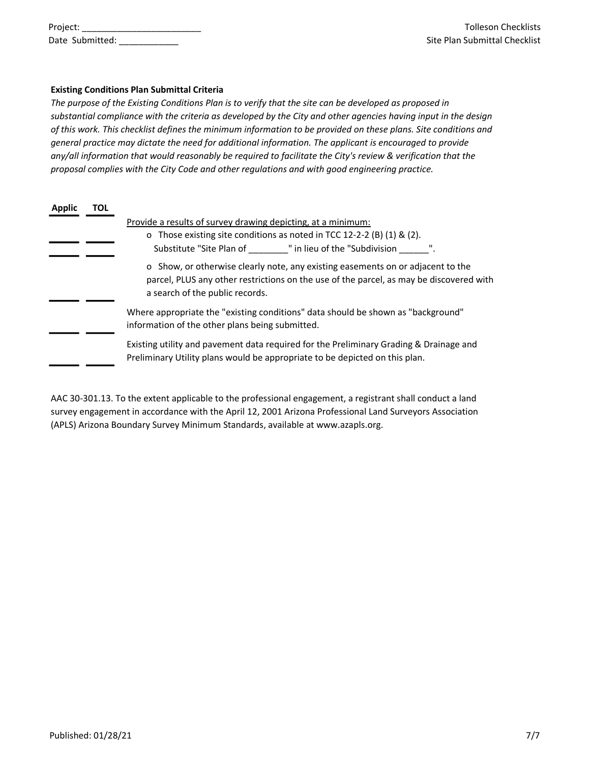Project: ________________________
Date Submitted: ____________

Tolleson Checklists
Site Plan Submittal Checklist

**Existing Conditions Plan Submittal Criteria**

*The purpose of the Existing Conditions Plan is to verify that the site can be developed as proposed in substantial compliance with the criteria as developed by the City and other agencies having input in the design of this work. This checklist defines the minimum information to be provided on these plans. Site conditions and general practice may dictate the need for additional information. The applicant is encouraged to provide any/all information that would reasonably be required to facilitate the City's review & verification that the proposal complies with the City Code and other regulations and with good engineering practice.*

| Applic | TOL | |
|---|---|---|
| | | Provide a results of survey drawing depicting, at a minimum: |
| _____ | _____ | o Those existing site conditions as noted in TCC 12-2-2 (B) (1) & (2). Substitute "Site Plan of ________" in lieu of the "Subdivision ______". |
| _____ | _____ | o Show, or otherwise clearly note, any existing easements on or adjacent to the parcel, PLUS any other restrictions on the use of the parcel, as may be discovered with a search of the public records. |
| _____ | _____ | Where appropriate the "existing conditions" data should be shown as "background" information of the other plans being submitted. |
| _____ | _____ | Existing utility and pavement data required for the Preliminary Grading & Drainage and Preliminary Utility plans would be appropriate to be depicted on this plan. |

AAC 30-301.13. To the extent applicable to the professional engagement, a registrant shall conduct a land survey engagement in accordance with the April 12, 2001 Arizona Professional Land Surveyors Association (APLS) Arizona Boundary Survey Minimum Standards, available at www.azapls.org.

Published: 01/28/21